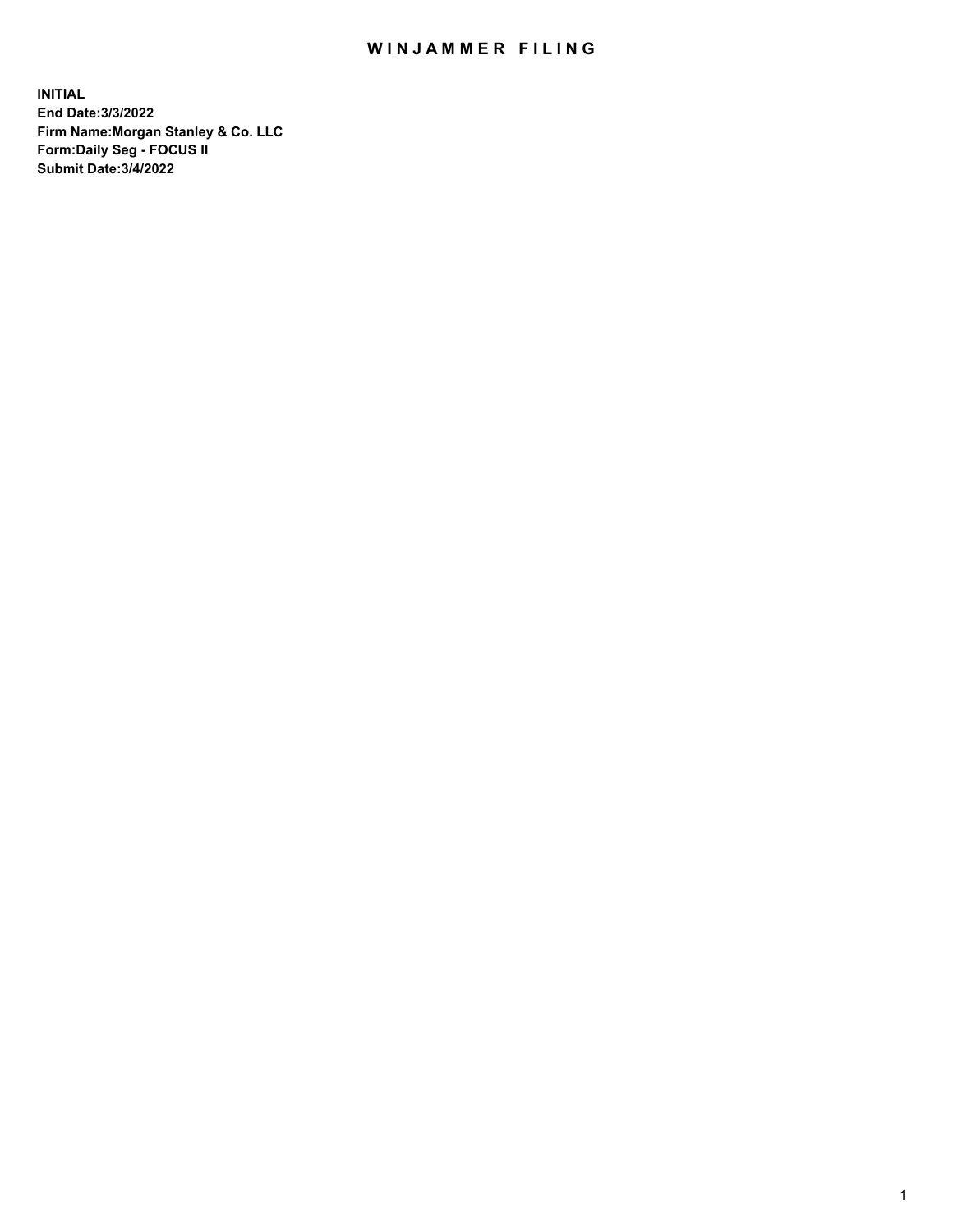# WINJAMMER FILING

**INITIAL**
**End Date:3/3/2022**
**Firm Name:Morgan Stanley & Co. LLC**
**Form:Daily Seg - FOCUS II**
**Submit Date:3/4/2022**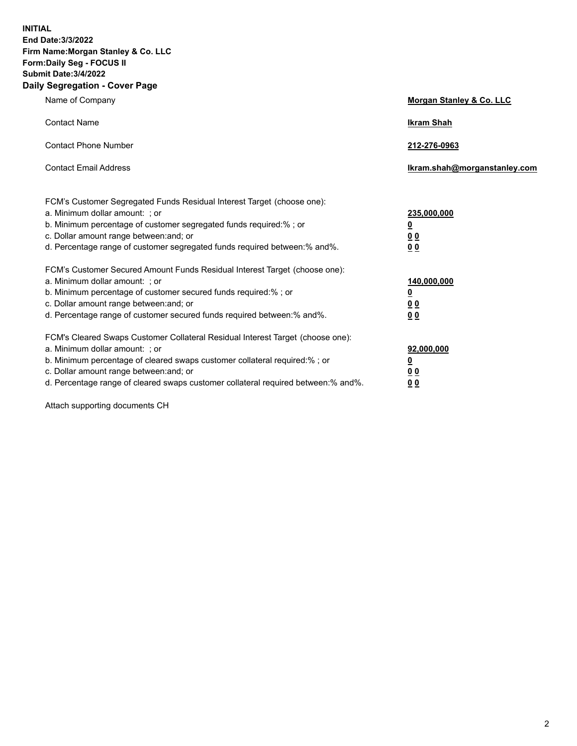**INITIAL**
**End Date:3/3/2022**
**Firm Name:Morgan Stanley & Co. LLC**
**Form:Daily Seg - FOCUS II**
**Submit Date:3/4/2022**

## Daily Segregation - Cover Page

| | |
|---|---|
| Name of Company | **Morgan Stanley & Co. LLC** |
| Contact Name | **Ikram Shah** |
| Contact Phone Number | **212-276-0963** |
| Contact Email Address | **Ikram.shah@morganstanley.com** |

| | |
|---|---|
| FCM's Customer Segregated Funds Residual Interest Target (choose one): | |
| a. Minimum dollar amount: ; or | **235,000,000** |
| b. Minimum percentage of customer segregated funds required:% ; or | **0** |
| c. Dollar amount range between:and; or | **0 0** |
| d. Percentage range of customer segregated funds required between:% and%. | **0 0** |
| FCM's Customer Secured Amount Funds Residual Interest Target (choose one): | |
| a. Minimum dollar amount: ; or | **140,000,000** |
| b. Minimum percentage of customer secured funds required:% ; or | **0** |
| c. Dollar amount range between:and; or | **0 0** |
| d. Percentage range of customer secured funds required between:% and%. | **0 0** |
| FCM's Cleared Swaps Customer Collateral Residual Interest Target (choose one): | |
| a. Minimum dollar amount: ; or | **92,000,000** |
| b. Minimum percentage of cleared swaps customer collateral required:% ; or | **0** |
| c. Dollar amount range between:and; or | **0 0** |
| d. Percentage range of cleared swaps customer collateral required between:% and%. | **0 0** |

Attach supporting documents CH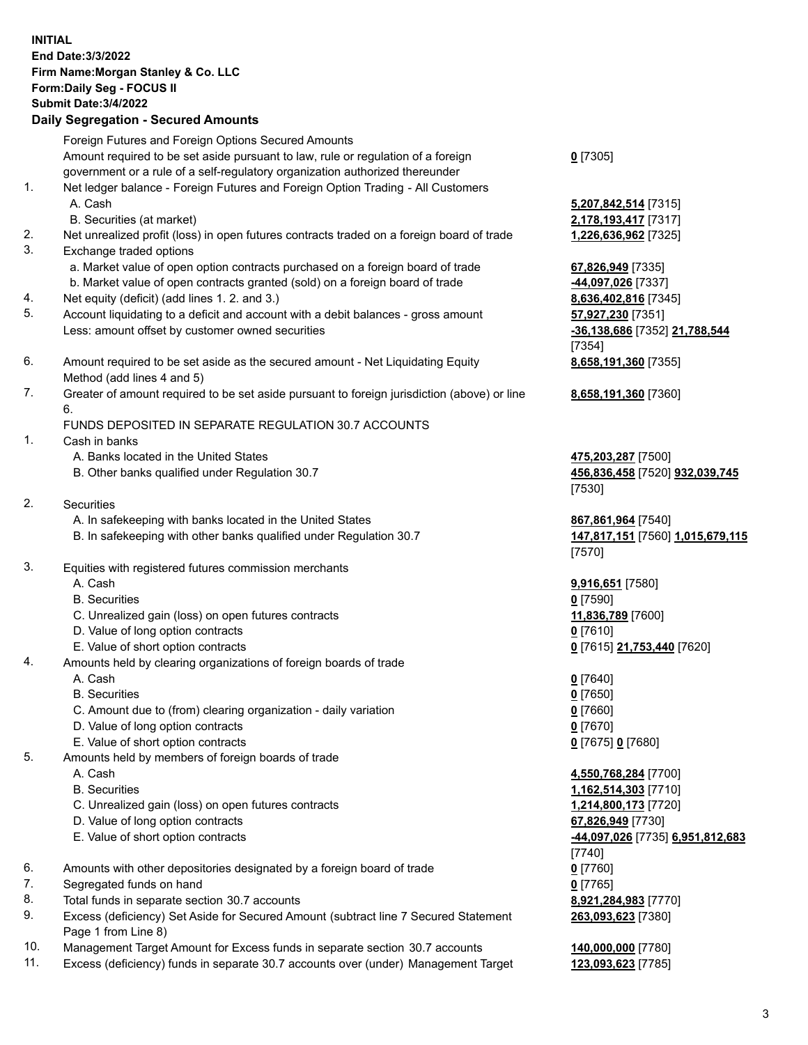**INITIAL**
**End Date:3/3/2022**
**Firm Name:Morgan Stanley & Co. LLC**
**Form:Daily Seg - FOCUS II**
**Submit Date:3/4/2022**

## Daily Segregation - Secured Amounts

| | | |
|---|---|---|
| | Foreign Futures and Foreign Options Secured Amounts | |
| | Amount required to be set aside pursuant to law, rule or regulation of a foreign government or a rule of a self-regulatory organization authorized thereunder | **0** [7305] |
| 1. | Net ledger balance - Foreign Futures and Foreign Option Trading - All Customers | |
| | A. Cash | **5,207,842,514** [7315] |
| | B. Securities (at market) | **2,178,193,417** [7317] |
| 2. | Net unrealized profit (loss) in open futures contracts traded on a foreign board of trade | **1,226,636,962** [7325] |
| 3. | Exchange traded options | |
| | a. Market value of open option contracts purchased on a foreign board of trade | **67,826,949** [7335] |
| | b. Market value of open contracts granted (sold) on a foreign board of trade | **-44,097,026** [7337] |
| 4. | Net equity (deficit) (add lines 1. 2. and 3.) | **8,636,402,816** [7345] |
| 5. | Account liquidating to a deficit and account with a debit balances - gross amount | **57,927,230** [7351] |
| | Less: amount offset by customer owned securities | **-36,138,686** [7352] **21,788,544** [7354] |
| 6. | Amount required to be set aside as the secured amount - Net Liquidating Equity Method (add lines 4 and 5) | **8,658,191,360** [7355] |
| 7. | Greater of amount required to be set aside pursuant to foreign jurisdiction (above) or line 6. | **8,658,191,360** [7360] |
| | FUNDS DEPOSITED IN SEPARATE REGULATION 30.7 ACCOUNTS | |
| 1. | Cash in banks | |
| | A. Banks located in the United States | **475,203,287** [7500] |
| | B. Other banks qualified under Regulation 30.7 | **456,836,458** [7520] **932,039,745** [7530] |
| 2. | Securities | |
| | A. In safekeeping with banks located in the United States | **867,861,964** [7540] |
| | B. In safekeeping with other banks qualified under Regulation 30.7 | **147,817,151** [7560] **1,015,679,115** [7570] |
| 3. | Equities with registered futures commission merchants | |
| | A. Cash | **9,916,651** [7580] |
| | B. Securities | **0** [7590] |
| | C. Unrealized gain (loss) on open futures contracts | **11,836,789** [7600] |
| | D. Value of long option contracts | **0** [7610] |
| | E. Value of short option contracts | **0** [7615] **21,753,440** [7620] |
| 4. | Amounts held by clearing organizations of foreign boards of trade | |
| | A. Cash | **0** [7640] |
| | B. Securities | **0** [7650] |
| | C. Amount due to (from) clearing organization - daily variation | **0** [7660] |
| | D. Value of long option contracts | **0** [7670] |
| | E. Value of short option contracts | **0** [7675] **0** [7680] |
| 5. | Amounts held by members of foreign boards of trade | |
| | A. Cash | **4,550,768,284** [7700] |
| | B. Securities | **1,162,514,303** [7710] |
| | C. Unrealized gain (loss) on open futures contracts | **1,214,800,173** [7720] |
| | D. Value of long option contracts | **67,826,949** [7730] |
| | E. Value of short option contracts | **-44,097,026** [7735] **6,951,812,683** [7740] |
| 6. | Amounts with other depositories designated by a foreign board of trade | **0** [7760] |
| 7. | Segregated funds on hand | **0** [7765] |
| 8. | Total funds in separate section 30.7 accounts | **8,921,284,983** [7770] |
| 9. | Excess (deficiency) Set Aside for Secured Amount (subtract line 7 Secured Statement Page 1 from Line 8) | **263,093,623** [7380] |
| 10. | Management Target Amount for Excess funds in separate section 30.7 accounts | **140,000,000** [7780] |
| 11. | Excess (deficiency) funds in separate 30.7 accounts over (under) Management Target | **123,093,623** [7785] |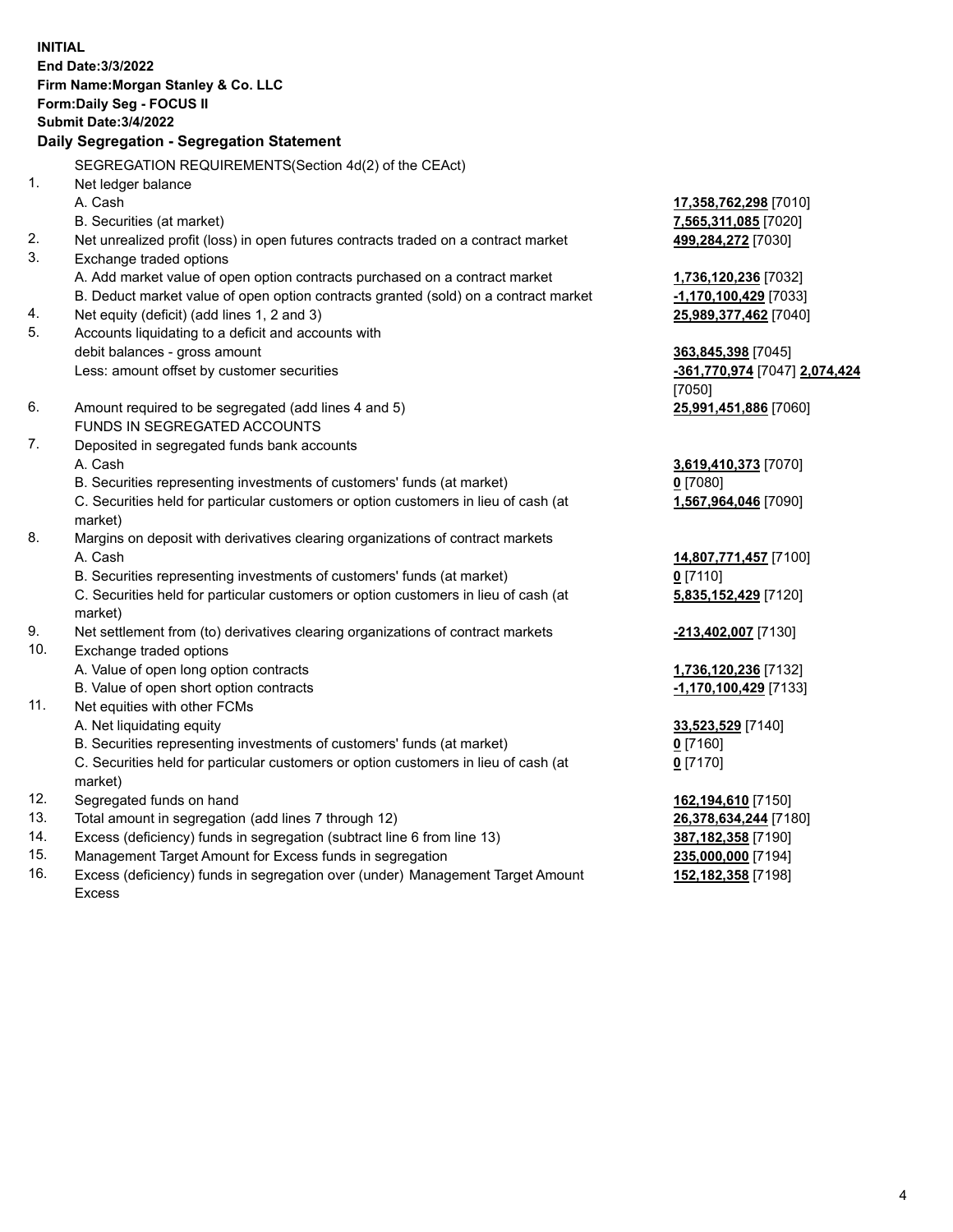**INITIAL**
**End Date:3/3/2022**
**Firm Name:Morgan Stanley & Co. LLC**
**Form:Daily Seg - FOCUS II**
**Submit Date:3/4/2022**

**Daily Segregation - Segregation Statement**

SEGREGATION REQUIREMENTS(Section 4d(2) of the CEAct)

| | | |
|---|---|---|
| 1. | Net ledger balance | |
| | A. Cash | **17,358,762,298** [7010] |
| | B. Securities (at market) | **7,565,311,085** [7020] |
| 2. | Net unrealized profit (loss) in open futures contracts traded on a contract market | **499,284,272** [7030] |
| 3. | Exchange traded options | |
| | A. Add market value of open option contracts purchased on a contract market | **1,736,120,236** [7032] |
| | B. Deduct market value of open option contracts granted (sold) on a contract market | **-1,170,100,429** [7033] |
| 4. | Net equity (deficit) (add lines 1, 2 and 3) | **25,989,377,462** [7040] |
| 5. | Accounts liquidating to a deficit and accounts with debit balances - gross amount | **363,845,398** [7045] |
| | Less: amount offset by customer securities | **-361,770,974** [7047] **2,074,424** [7050] |
| 6. | Amount required to be segregated (add lines 4 and 5) | **25,991,451,886** [7060] |
| | FUNDS IN SEGREGATED ACCOUNTS | |
| 7. | Deposited in segregated funds bank accounts | |
| | A. Cash | **3,619,410,373** [7070] |
| | B. Securities representing investments of customers' funds (at market) | **0** [7080] |
| | C. Securities held for particular customers or option customers in lieu of cash (at market) | **1,567,964,046** [7090] |
| 8. | Margins on deposit with derivatives clearing organizations of contract markets | |
| | A. Cash | **14,807,771,457** [7100] |
| | B. Securities representing investments of customers' funds (at market) | **0** [7110] |
| | C. Securities held for particular customers or option customers in lieu of cash (at market) | **5,835,152,429** [7120] |
| 9. | Net settlement from (to) derivatives clearing organizations of contract markets | **-213,402,007** [7130] |
| 10. | Exchange traded options | |
| | A. Value of open long option contracts | **1,736,120,236** [7132] |
| | B. Value of open short option contracts | **-1,170,100,429** [7133] |
| 11. | Net equities with other FCMs | |
| | A. Net liquidating equity | **33,523,529** [7140] |
| | B. Securities representing investments of customers' funds (at market) | **0** [7160] |
| | C. Securities held for particular customers or option customers in lieu of cash (at market) | **0** [7170] |
| 12. | Segregated funds on hand | **162,194,610** [7150] |
| 13. | Total amount in segregation (add lines 7 through 12) | **26,378,634,244** [7180] |
| 14. | Excess (deficiency) funds in segregation (subtract line 6 from line 13) | **387,182,358** [7190] |
| 15. | Management Target Amount for Excess funds in segregation | **235,000,000** [7194] |
| 16. | Excess (deficiency) funds in segregation over (under) Management Target Amount Excess | **152,182,358** [7198] |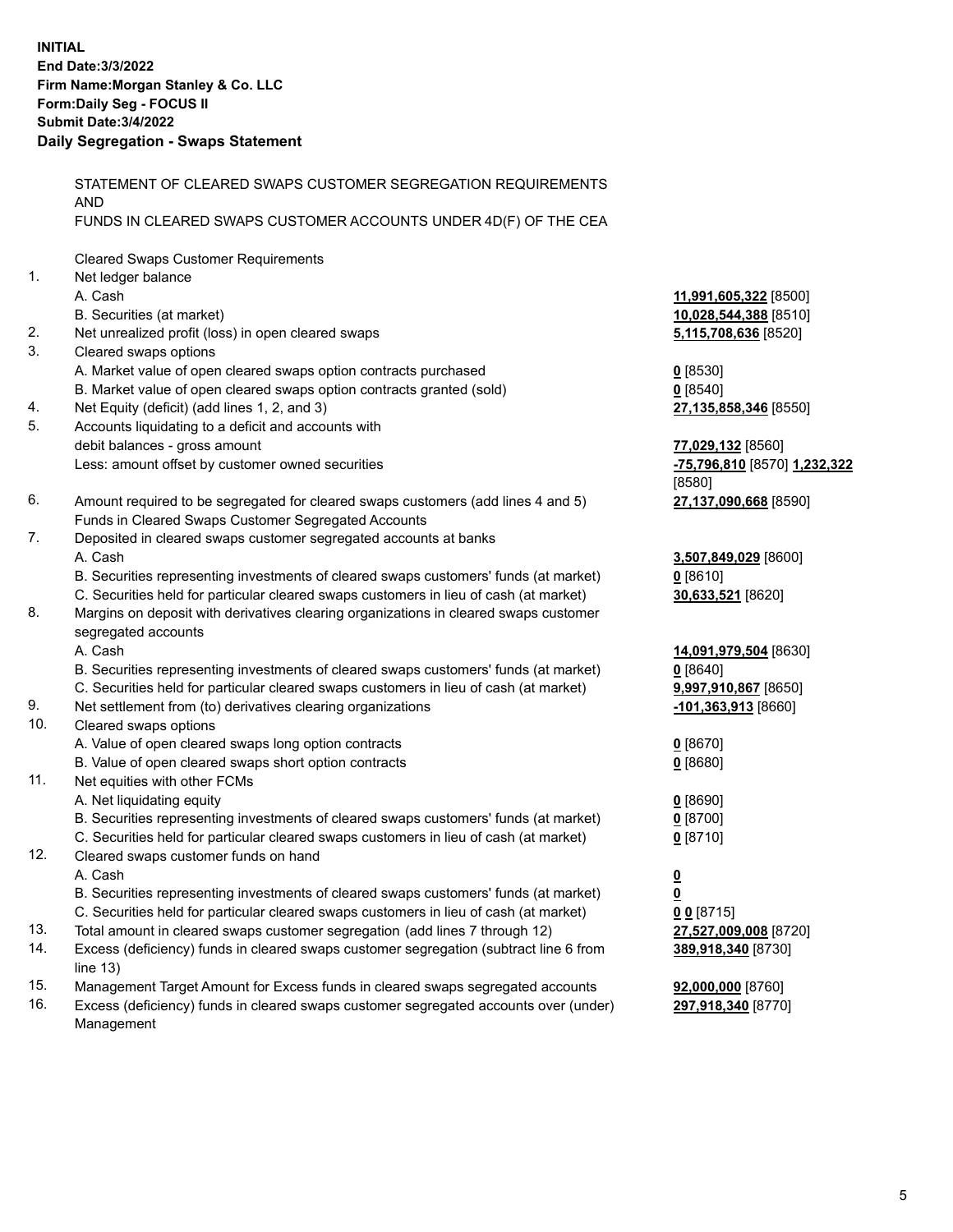**INITIAL**
**End Date:3/3/2022**
**Firm Name:Morgan Stanley & Co. LLC**
**Form:Daily Seg - FOCUS II**
**Submit Date:3/4/2022**
**Daily Segregation - Swaps Statement**

STATEMENT OF CLEARED SWAPS CUSTOMER SEGREGATION REQUIREMENTS AND
FUNDS IN CLEARED SWAPS CUSTOMER ACCOUNTS UNDER 4D(F) OF THE CEA

| | | |
|---|---|---|
| | Cleared Swaps Customer Requirements | |
| 1. | Net ledger balance | |
| | A. Cash | **11,991,605,322** [8500] |
| | B. Securities (at market) | **10,028,544,388** [8510] |
| 2. | Net unrealized profit (loss) in open cleared swaps | **5,115,708,636** [8520] |
| 3. | Cleared swaps options | |
| | A. Market value of open cleared swaps option contracts purchased | **0** [8530] |
| | B. Market value of open cleared swaps option contracts granted (sold) | **0** [8540] |
| 4. | Net Equity (deficit) (add lines 1, 2, and 3) | **27,135,858,346** [8550] |
| 5. | Accounts liquidating to a deficit and accounts with debit balances - gross amount | **77,029,132** [8560] |
| | Less: amount offset by customer owned securities | **-75,796,810** [8570] **1,232,322** [8580] |
| 6. | Amount required to be segregated for cleared swaps customers (add lines 4 and 5) | **27,137,090,668** [8590] |
| | Funds in Cleared Swaps Customer Segregated Accounts | |
| 7. | Deposited in cleared swaps customer segregated accounts at banks | |
| | A. Cash | **3,507,849,029** [8600] |
| | B. Securities representing investments of cleared swaps customers' funds (at market) | **0** [8610] |
| | C. Securities held for particular cleared swaps customers in lieu of cash (at market) | **30,633,521** [8620] |
| 8. | Margins on deposit with derivatives clearing organizations in cleared swaps customer segregated accounts | |
| | A. Cash | **14,091,979,504** [8630] |
| | B. Securities representing investments of cleared swaps customers' funds (at market) | **0** [8640] |
| | C. Securities held for particular cleared swaps customers in lieu of cash (at market) | **9,997,910,867** [8650] |
| 9. | Net settlement from (to) derivatives clearing organizations | **-101,363,913** [8660] |
| 10. | Cleared swaps options | |
| | A. Value of open cleared swaps long option contracts | **0** [8670] |
| | B. Value of open cleared swaps short option contracts | **0** [8680] |
| 11. | Net equities with other FCMs | |
| | A. Net liquidating equity | **0** [8690] |
| | B. Securities representing investments of cleared swaps customers' funds (at market) | **0** [8700] |
| | C. Securities held for particular cleared swaps customers in lieu of cash (at market) | **0** [8710] |
| 12. | Cleared swaps customer funds on hand | |
| | A. Cash | **0** |
| | B. Securities representing investments of cleared swaps customers' funds (at market) | **0** |
| | C. Securities held for particular cleared swaps customers in lieu of cash (at market) | **0** **0** [8715] |
| 13. | Total amount in cleared swaps customer segregation (add lines 7 through 12) | **27,527,009,008** [8720] |
| 14. | Excess (deficiency) funds in cleared swaps customer segregation (subtract line 6 from line 13) | **389,918,340** [8730] |
| 15. | Management Target Amount for Excess funds in cleared swaps segregated accounts | **92,000,000** [8760] |
| 16. | Excess (deficiency) funds in cleared swaps customer segregated accounts over (under) Management | **297,918,340** [8770] |